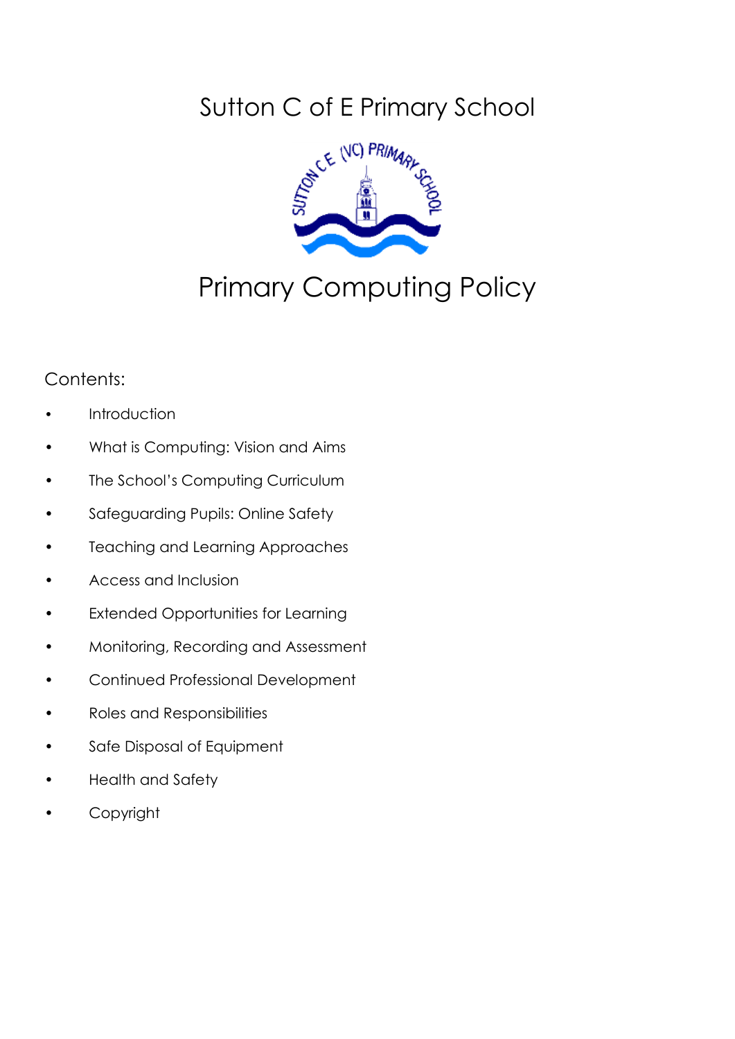# Sutton C of E Primary School

# Primary Computing Policy

Contents:

- Introduction
- What is Computing: Vision and Aims
- The School's Computing Curriculum
- Safeguarding Pupils: Online Safety
- Teaching and Learning Approaches
- Access and Inclusion
- Extended Opportunities for Learning
- Monitoring, Recording and Assessment
- Continued Professional Development
- Roles and Responsibilities
- Safe Disposal of Equipment
- Health and Safety
- Copyright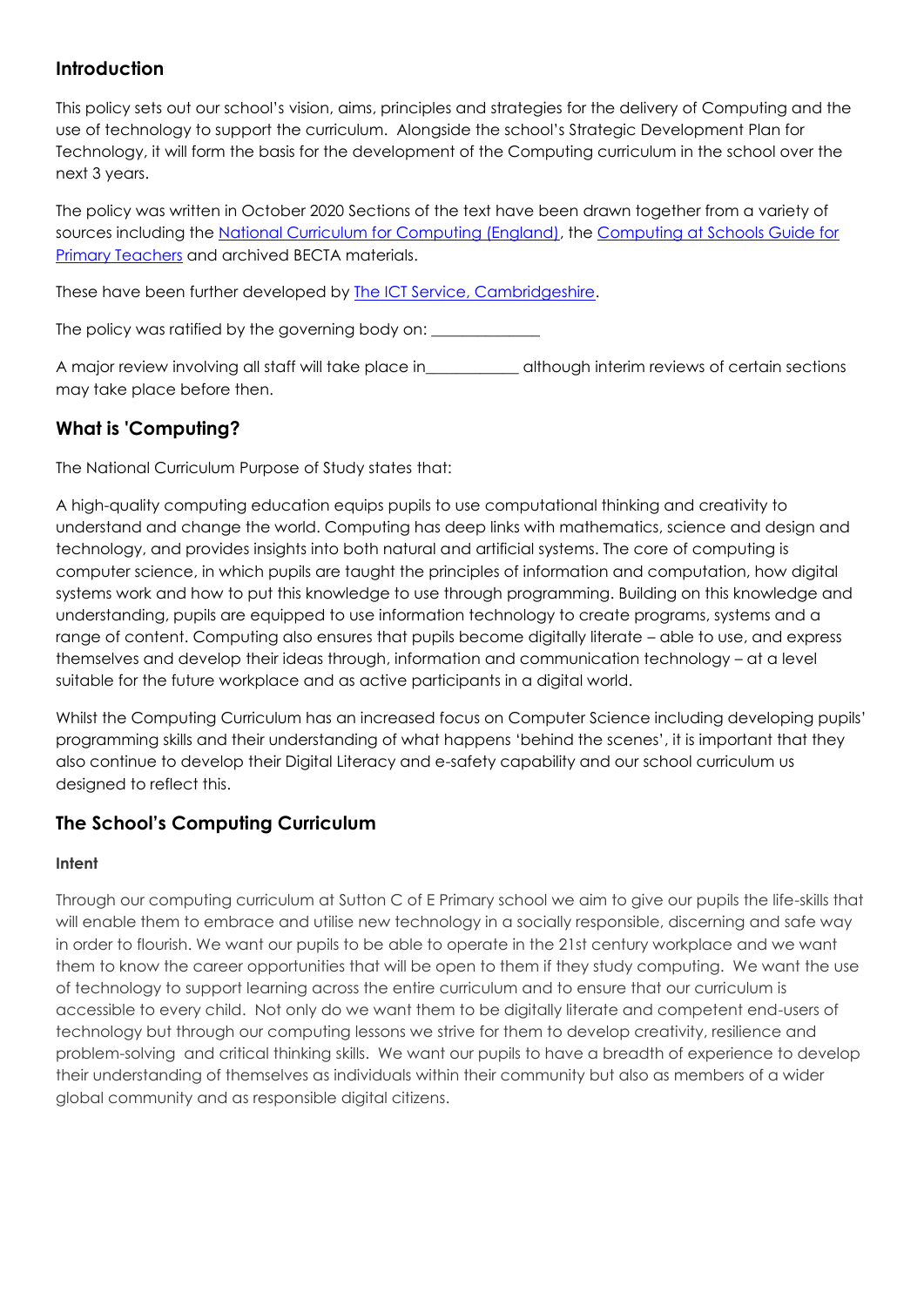## Introduction

This policy sets out our school's vision, aims, principles and strategies for the delivery of Computing and the use of technology to support the curriculum. Alongside the school's Strategic Development Plan for Technology, it will form the basis for the development of the Computing curriculum in the school over the next 3 years.

The policy was written in October 2020 Sections of the text have been drawn together from a variety of sources including the [National Curriculum for Computing (England)](), the [Computing at Schools Guide for Primary Teachers]() and archived BECTA materials.

These have been further developed by [The ICT Service, Cambridgeshire]().

The policy was ratified by the governing body on: _____________

A major review involving all staff will take place in___________ although interim reviews of certain sections may take place before then.

## What is 'Computing?

The National Curriculum Purpose of Study states that:

A high-quality computing education equips pupils to use computational thinking and creativity to understand and change the world. Computing has deep links with mathematics, science and design and technology, and provides insights into both natural and artificial systems. The core of computing is computer science, in which pupils are taught the principles of information and computation, how digital systems work and how to put this knowledge to use through programming. Building on this knowledge and understanding, pupils are equipped to use information technology to create programs, systems and a range of content. Computing also ensures that pupils become digitally literate – able to use, and express themselves and develop their ideas through, information and communication technology – at a level suitable for the future workplace and as active participants in a digital world.

Whilst the Computing Curriculum has an increased focus on Computer Science including developing pupils' programming skills and their understanding of what happens 'behind the scenes', it is important that they also continue to develop their Digital Literacy and e-safety capability and our school curriculum us designed to reflect this.

## The School's Computing Curriculum

#### Intent

Through our computing curriculum at Sutton C of E Primary school we aim to give our pupils the life-skills that will enable them to embrace and utilise new technology in a socially responsible, discerning and safe way in order to flourish. We want our pupils to be able to operate in the 21st century workplace and we want them to know the career opportunities that will be open to them if they study computing. We want the use of technology to support learning across the entire curriculum and to ensure that our curriculum is accessible to every child. Not only do we want them to be digitally literate and competent end-users of technology but through our computing lessons we strive for them to develop creativity, resilience and problem-solving and critical thinking skills. We want our pupils to have a breadth of experience to develop their understanding of themselves as individuals within their community but also as members of a wider global community and as responsible digital citizens.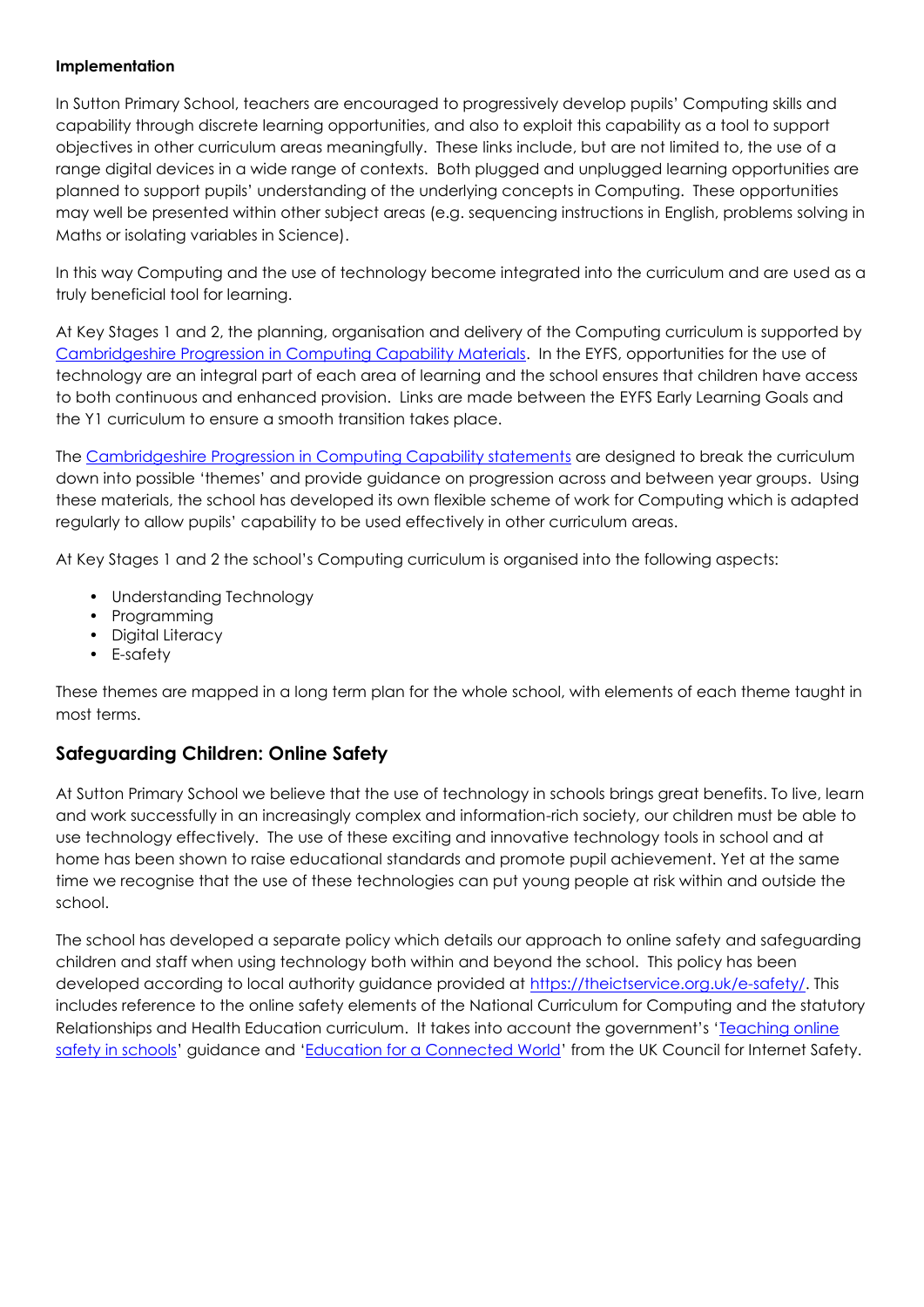**Implementation**

In Sutton Primary School, teachers are encouraged to progressively develop pupils' Computing skills and capability through discrete learning opportunities, and also to exploit this capability as a tool to support objectives in other curriculum areas meaningfully. These links include, but are not limited to, the use of a range digital devices in a wide range of contexts. Both plugged and unplugged learning opportunities are planned to support pupils' understanding of the underlying concepts in Computing. These opportunities may well be presented within other subject areas (e.g. sequencing instructions in English, problems solving in Maths or isolating variables in Science).

In this way Computing and the use of technology become integrated into the curriculum and are used as a truly beneficial tool for learning.

At Key Stages 1 and 2, the planning, organisation and delivery of the Computing curriculum is supported by Cambridgeshire Progression in Computing Capability Materials. In the EYFS, opportunities for the use of technology are an integral part of each area of learning and the school ensures that children have access to both continuous and enhanced provision. Links are made between the EYFS Early Learning Goals and the Y1 curriculum to ensure a smooth transition takes place.

The Cambridgeshire Progression in Computing Capability statements are designed to break the curriculum down into possible 'themes' and provide guidance on progression across and between year groups. Using these materials, the school has developed its own flexible scheme of work for Computing which is adapted regularly to allow pupils' capability to be used effectively in other curriculum areas.

At Key Stages 1 and 2 the school's Computing curriculum is organised into the following aspects:

- Understanding Technology
- Programming
- Digital Literacy
- E-safety

These themes are mapped in a long term plan for the whole school, with elements of each theme taught in most terms.

## Safeguarding Children: Online Safety

At Sutton Primary School we believe that the use of technology in schools brings great benefits. To live, learn and work successfully in an increasingly complex and information-rich society, our children must be able to use technology effectively. The use of these exciting and innovative technology tools in school and at home has been shown to raise educational standards and promote pupil achievement. Yet at the same time we recognise that the use of these technologies can put young people at risk within and outside the school.

The school has developed a separate policy which details our approach to online safety and safeguarding children and staff when using technology both within and beyond the school. This policy has been developed according to local authority guidance provided at https://theictservice.org.uk/e-safety/. This includes reference to the online safety elements of the National Curriculum for Computing and the statutory Relationships and Health Education curriculum. It takes into account the government's 'Teaching online safety in schools' guidance and 'Education for a Connected World' from the UK Council for Internet Safety.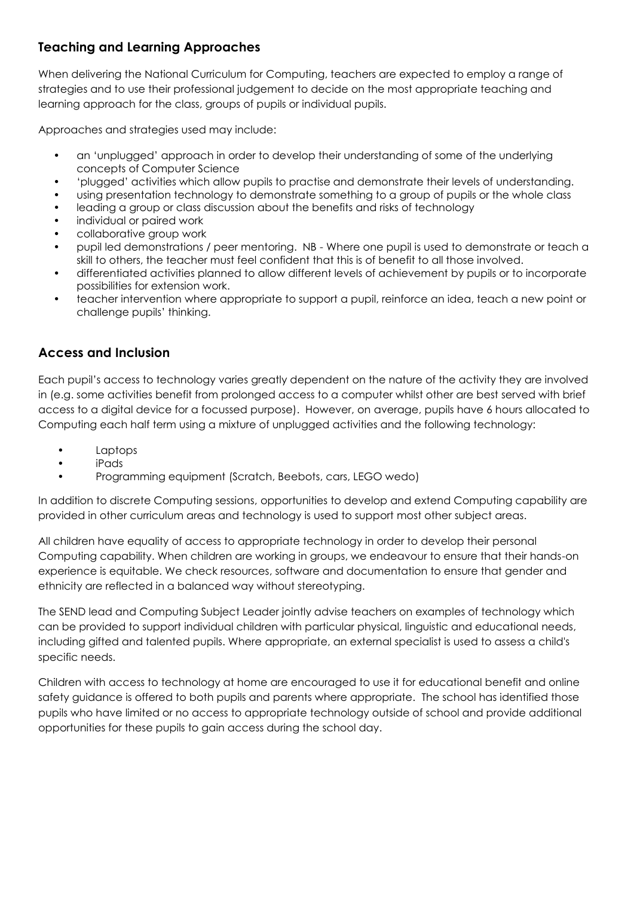## Teaching and Learning Approaches

When delivering the National Curriculum for Computing, teachers are expected to employ a range of strategies and to use their professional judgement to decide on the most appropriate teaching and learning approach for the class, groups of pupils or individual pupils.

Approaches and strategies used may include:

- an 'unplugged' approach in order to develop their understanding of some of the underlying concepts of Computer Science
- 'plugged' activities which allow pupils to practise and demonstrate their levels of understanding.
- using presentation technology to demonstrate something to a group of pupils or the whole class
- leading a group or class discussion about the benefits and risks of technology
- individual or paired work
- collaborative group work
- pupil led demonstrations / peer mentoring. NB - Where one pupil is used to demonstrate or teach a skill to others, the teacher must feel confident that this is of benefit to all those involved.
- differentiated activities planned to allow different levels of achievement by pupils or to incorporate possibilities for extension work.
- teacher intervention where appropriate to support a pupil, reinforce an idea, teach a new point or challenge pupils' thinking.

## Access and Inclusion

Each pupil's access to technology varies greatly dependent on the nature of the activity they are involved in (e.g. some activities benefit from prolonged access to a computer whilst other are best served with brief access to a digital device for a focussed purpose). However, on average, pupils have 6 hours allocated to Computing each half term using a mixture of unplugged activities and the following technology:

- Laptops
- iPads
- Programming equipment (Scratch, Beebots, cars, LEGO wedo)

In addition to discrete Computing sessions, opportunities to develop and extend Computing capability are provided in other curriculum areas and technology is used to support most other subject areas.

All children have equality of access to appropriate technology in order to develop their personal Computing capability. When children are working in groups, we endeavour to ensure that their hands-on experience is equitable. We check resources, software and documentation to ensure that gender and ethnicity are reflected in a balanced way without stereotyping.

The SEND lead and Computing Subject Leader jointly advise teachers on examples of technology which can be provided to support individual children with particular physical, linguistic and educational needs, including gifted and talented pupils. Where appropriate, an external specialist is used to assess a child's specific needs.

Children with access to technology at home are encouraged to use it for educational benefit and online safety guidance is offered to both pupils and parents where appropriate. The school has identified those pupils who have limited or no access to appropriate technology outside of school and provide additional opportunities for these pupils to gain access during the school day.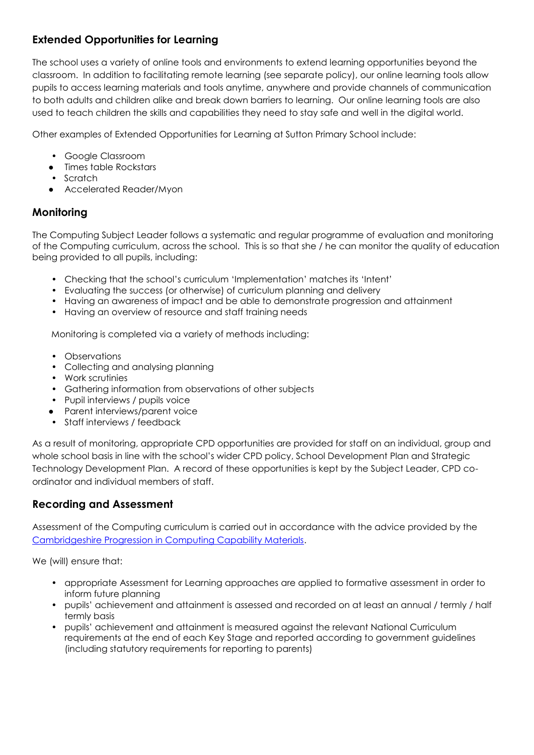## Extended Opportunities for Learning

The school uses a variety of online tools and environments to extend learning opportunities beyond the classroom. In addition to facilitating remote learning (see separate policy), our online learning tools allow pupils to access learning materials and tools anytime, anywhere and provide channels of communication to both adults and children alike and break down barriers to learning. Our online learning tools are also used to teach children the skills and capabilities they need to stay safe and well in the digital world.

Other examples of Extended Opportunities for Learning at Sutton Primary School include:

- Google Classroom
- Times table Rockstars
- Scratch
- Accelerated Reader/Myon

## Monitoring

The Computing Subject Leader follows a systematic and regular programme of evaluation and monitoring of the Computing curriculum, across the school. This is so that she / he can monitor the quality of education being provided to all pupils, including:

- Checking that the school's curriculum 'Implementation' matches its 'Intent'
- Evaluating the success (or otherwise) of curriculum planning and delivery
- Having an awareness of impact and be able to demonstrate progression and attainment
- Having an overview of resource and staff training needs

Monitoring is completed via a variety of methods including:

- Observations
- Collecting and analysing planning
- Work scrutinies
- Gathering information from observations of other subjects
- Pupil interviews / pupils voice
- Parent interviews/parent voice
- Staff interviews / feedback

As a result of monitoring, appropriate CPD opportunities are provided for staff on an individual, group and whole school basis in line with the school's wider CPD policy, School Development Plan and Strategic Technology Development Plan. A record of these opportunities is kept by the Subject Leader, CPD co-ordinator and individual members of staff.

## Recording and Assessment

Assessment of the Computing curriculum is carried out in accordance with the advice provided by the Cambridgeshire Progression in Computing Capability Materials.

We (will) ensure that:

- appropriate Assessment for Learning approaches are applied to formative assessment in order to inform future planning
- pupils' achievement and attainment is assessed and recorded on at least an annual / termly / half termly basis
- pupils' achievement and attainment is measured against the relevant National Curriculum requirements at the end of each Key Stage and reported according to government guidelines (including statutory requirements for reporting to parents)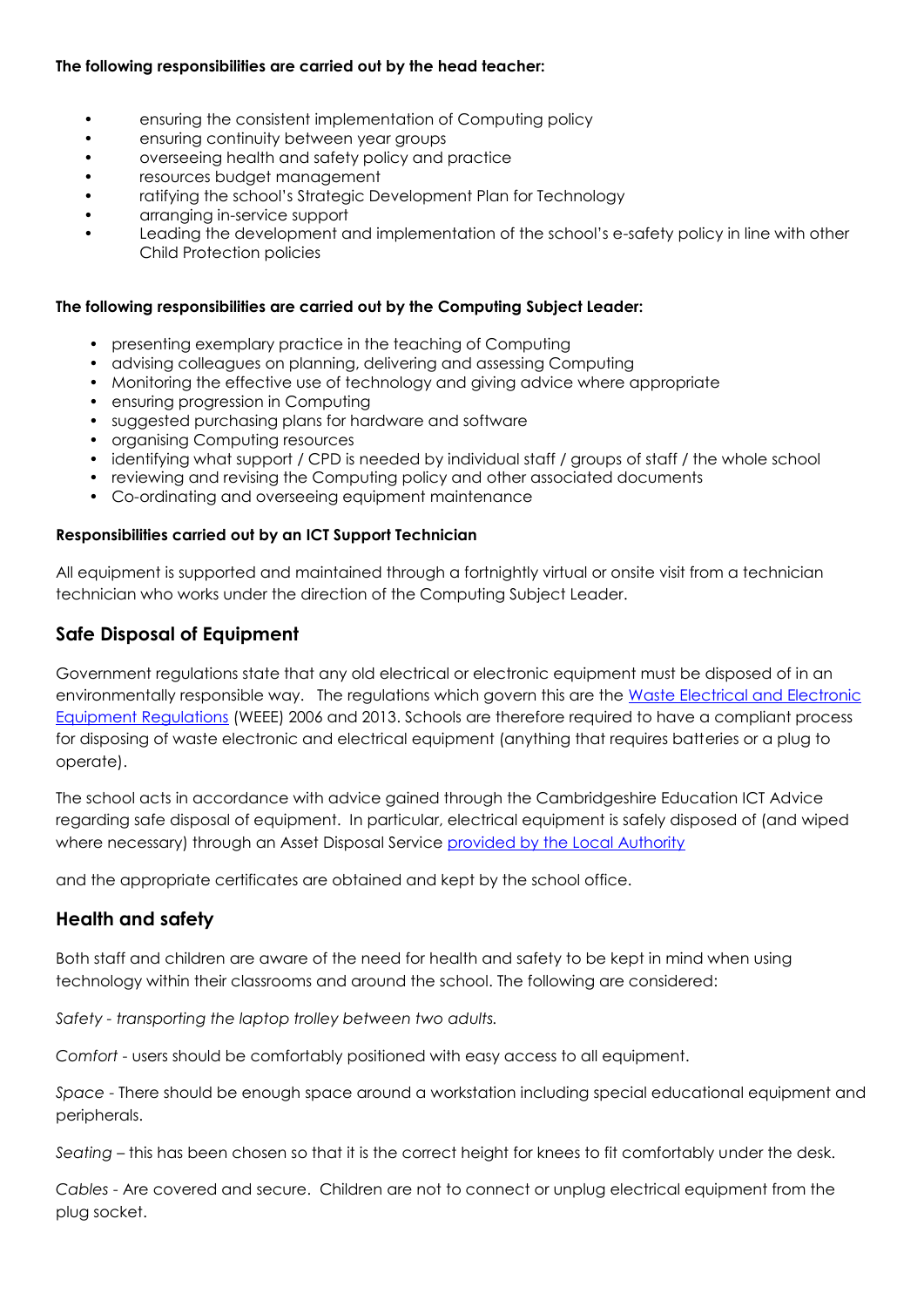**The following responsibilities are carried out by the head teacher:**

- ensuring the consistent implementation of Computing policy
- ensuring continuity between year groups
- overseeing health and safety policy and practice
- resources budget management
- ratifying the school's Strategic Development Plan for Technology
- arranging in-service support
- Leading the development and implementation of the school's e-safety policy in line with other Child Protection policies

**The following responsibilities are carried out by the Computing Subject Leader:**

- presenting exemplary practice in the teaching of Computing
- advising colleagues on planning, delivering and assessing Computing
- Monitoring the effective use of technology and giving advice where appropriate
- ensuring progression in Computing
- suggested purchasing plans for hardware and software
- organising Computing resources
- identifying what support / CPD is needed by individual staff / groups of staff / the whole school
- reviewing and revising the Computing policy and other associated documents
- Co-ordinating and overseeing equipment maintenance

**Responsibilities carried out by an ICT Support Technician**

All equipment is supported and maintained through a fortnightly virtual or onsite visit from a technician technician who works under the direction of the Computing Subject Leader.

## Safe Disposal of Equipment

Government regulations state that any old electrical or electronic equipment must be disposed of in an environmentally responsible way. The regulations which govern this are the Waste Electrical and Electronic Equipment Regulations (WEEE) 2006 and 2013. Schools are therefore required to have a compliant process for disposing of waste electronic and electrical equipment (anything that requires batteries or a plug to operate).

The school acts in accordance with advice gained through the Cambridgeshire Education ICT Advice regarding safe disposal of equipment. In particular, electrical equipment is safely disposed of (and wiped where necessary) through an Asset Disposal Service provided by the Local Authority

and the appropriate certificates are obtained and kept by the school office.

## Health and safety

Both staff and children are aware of the need for health and safety to be kept in mind when using technology within their classrooms and around the school. The following are considered:

*Safety - transporting the laptop trolley between two adults.*

*Comfort* - users should be comfortably positioned with easy access to all equipment.

*Space* - There should be enough space around a workstation including special educational equipment and peripherals.

*Seating* – this has been chosen so that it is the correct height for knees to fit comfortably under the desk.

*Cables* - Are covered and secure. Children are not to connect or unplug electrical equipment from the plug socket.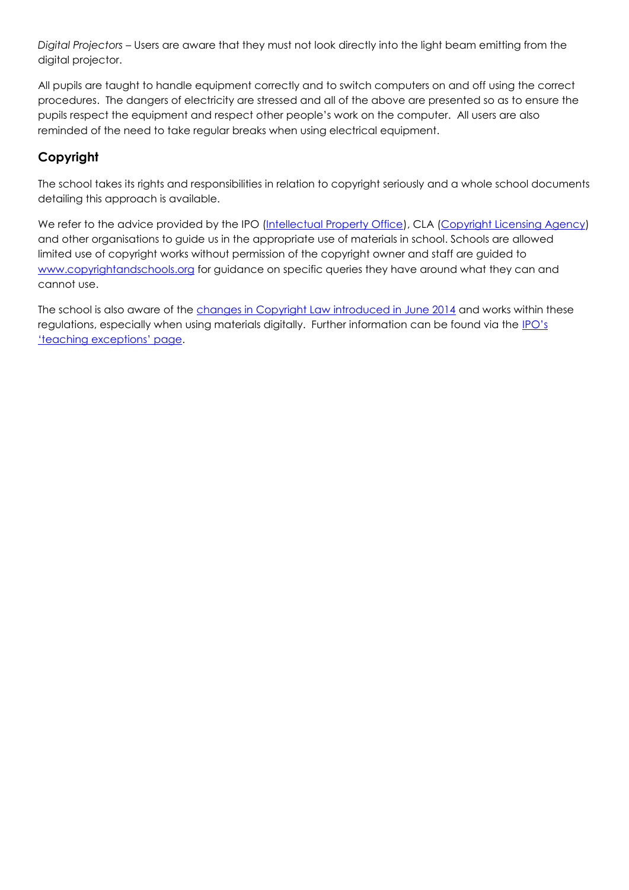*Digital Projectors* – Users are aware that they must not look directly into the light beam emitting from the digital projector.

All pupils are taught to handle equipment correctly and to switch computers on and off using the correct procedures. The dangers of electricity are stressed and all of the above are presented so as to ensure the pupils respect the equipment and respect other people's work on the computer. All users are also reminded of the need to take regular breaks when using electrical equipment.

## Copyright

The school takes its rights and responsibilities in relation to copyright seriously and a whole school documents detailing this approach is available.

We refer to the advice provided by the IPO (Intellectual Property Office), CLA (Copyright Licensing Agency) and other organisations to guide us in the appropriate use of materials in school. Schools are allowed limited use of copyright works without permission of the copyright owner and staff are guided to www.copyrightandschools.org for guidance on specific queries they have around what they can and cannot use.

The school is also aware of the changes in Copyright Law introduced in June 2014 and works within these regulations, especially when using materials digitally. Further information can be found via the IPO's 'teaching exceptions' page.